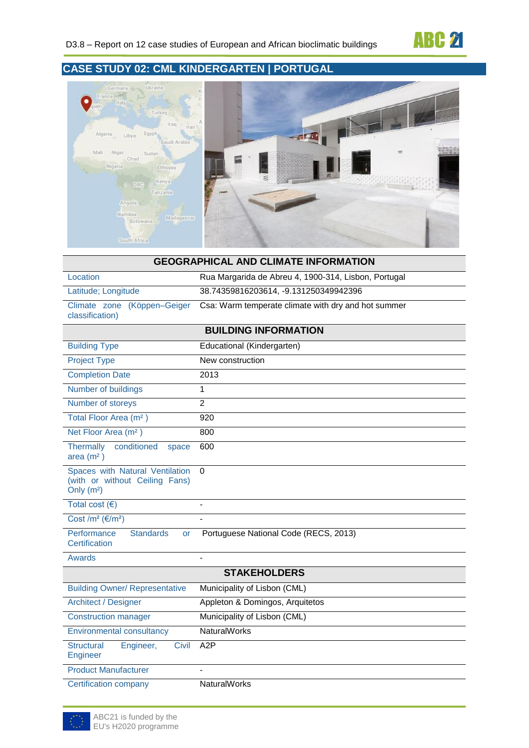## CASE STUDY 02: CML KINDERGARTEN | PORTUGAL

| GEOGRAPHICAL AND CLIMATE INFORMATION | |
|---|---|
| Location | Rua Margarida de Abreu 4, 1900-314, Lisbon, Portugal |
| Latitude; Longitude | 38.74359816203614, -9.131250349942396 |
| Climate zone (Köppen–Geiger classification) | Csa: Warm temperate climate with dry and hot summer |
| **BUILDING INFORMATION** | |
| Building Type | Educational (Kindergarten) |
| Project Type | New construction |
| Completion Date | 2013 |
| Number of buildings | 1 |
| Number of storeys | 2 |
| Total Floor Area (m² ) | 920 |
| Net Floor Area (m² ) | 800 |
| Thermally conditioned space area (m² ) | 600 |
| Spaces with Natural Ventilation (with or without Ceiling Fans) Only (m²) | 0 |
| Total cost (€) | - |
| Cost /m² (€/m²) | - |
| Performance Standards or Certification | Portuguese National Code (RECS, 2013) |
| Awards | - |
| **STAKEHOLDERS** | |
| Building Owner/ Representative | Municipality of Lisbon (CML) |
| Architect / Designer | Appleton & Domingos, Arquitetos |
| Construction manager | Municipality of Lisbon (CML) |
| Environmental consultancy | NaturalWorks |
| Structural Engineer, Civil Engineer | A2P |
| Product Manufacturer | - |
| Certification company | NaturalWorks |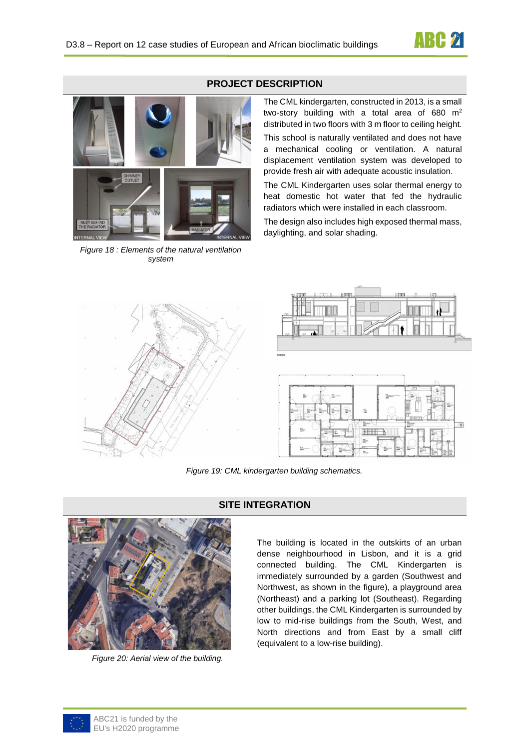## PROJECT DESCRIPTION

The CML kindergarten, constructed in 2013, is a small two-story building with a total area of 680 $m^2$ distributed in two floors with 3 m floor to ceiling height.

This school is naturally ventilated and does not have a mechanical cooling or ventilation. A natural displacement ventilation system was developed to provide fresh air with adequate acoustic insulation.

The CML Kindergarten uses solar thermal energy to heat domestic hot water that fed the hydraulic radiators which were installed in each classroom.

The design also includes high exposed thermal mass, daylighting, and solar shading.

*Figure 18 : Elements of the natural ventilation system*

*Figure 19: CML kindergarten building schematics.*

## SITE INTEGRATION

The building is located in the outskirts of an urban dense neighbourhood in Lisbon, and it is a grid connected building. The CML Kindergarten is immediately surrounded by a garden (Southwest and Northwest, as shown in the figure), a playground area (Northeast) and a parking lot (Southeast). Regarding other buildings, the CML Kindergarten is surrounded by low to mid-rise buildings from the South, West, and North directions and from East by a small cliff (equivalent to a low-rise building).

*Figure 20: Aerial view of the building.*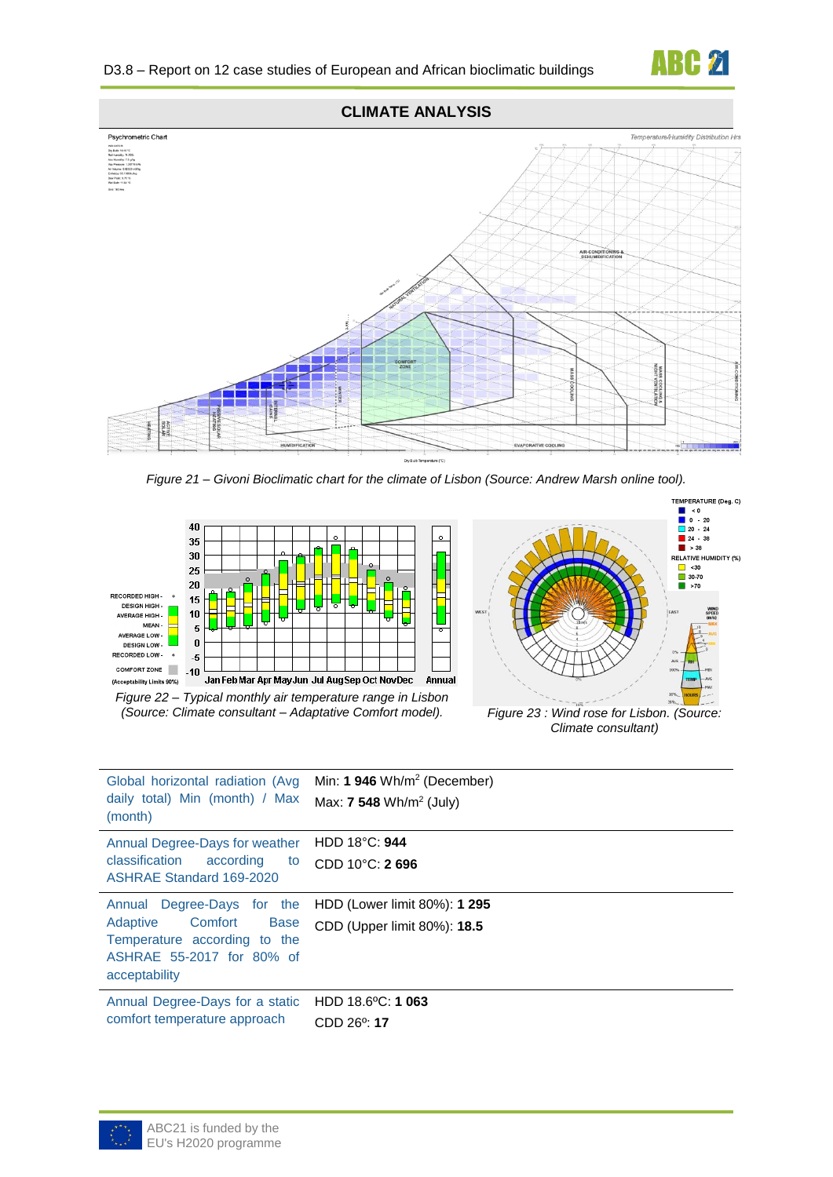## CLIMATE ANALYSIS

*Figure 21 – Givoni Bioclimatic chart for the climate of Lisbon (Source: Andrew Marsh online tool).*

*Figure 22 – Typical monthly air temperature range in Lisbon (Source: Climate consultant – Adaptative Comfort model).*

*Figure 23 : Wind rose for Lisbon. (Source: Climate consultant)*

| | |
|---|---|
| Global horizontal radiation (Avg daily total) Min (month) / Max (month) | Min: **1 946** Wh/m$^2$ (December)<br>Max: **7 548** Wh/m$^2$ (July) |
| Annual Degree-Days for weather classification according to ASHRAE Standard 169-2020 | HDD 18°C: **944**<br>CDD 10°C: **2 696** |
| Annual Degree-Days for the Adaptive Comfort Base Temperature according to the ASHRAE 55-2017 for 80% of acceptability | HDD (Lower limit 80%): **1 295**<br>CDD (Upper limit 80%): **18.5** |
| Annual Degree-Days for a static comfort temperature approach | HDD 18.6ºC: **1 063**<br>CDD 26º: **17** |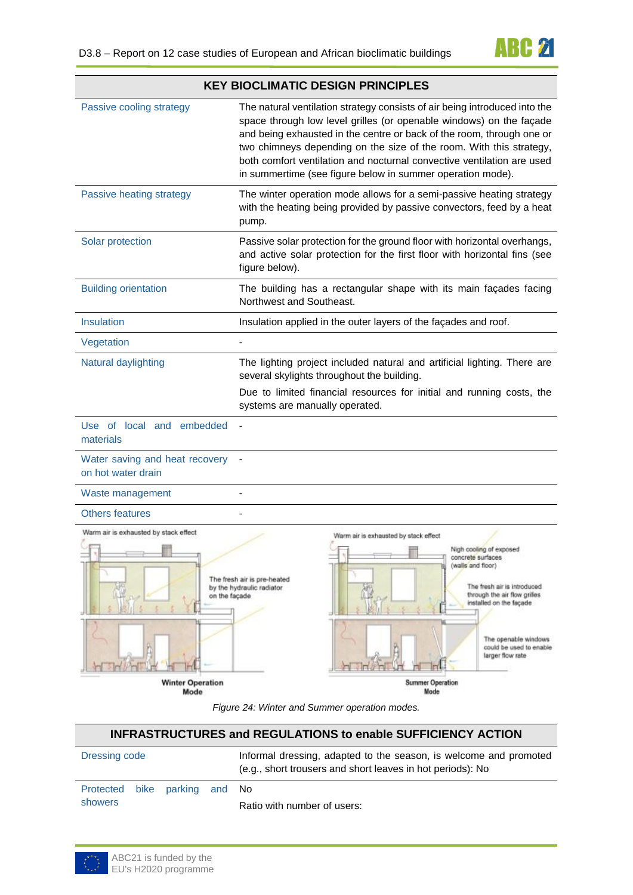| KEY BIOCLIMATIC DESIGN PRINCIPLES | |
|---|---|
| Passive cooling strategy | The natural ventilation strategy consists of air being introduced into the space through low level grilles (or openable windows) on the façade and being exhausted in the centre or back of the room, through one or two chimneys depending on the size of the room. With this strategy, both comfort ventilation and nocturnal convective ventilation are used in summertime (see figure below in summer operation mode). |
| Passive heating strategy | The winter operation mode allows for a semi-passive heating strategy with the heating being provided by passive convectors, feed by a heat pump. |
| Solar protection | Passive solar protection for the ground floor with horizontal overhangs, and active solar protection for the first floor with horizontal fins (see figure below). |
| Building orientation | The building has a rectangular shape with its main façades facing Northwest and Southeast. |
| Insulation | Insulation applied in the outer layers of the façades and roof. |
| Vegetation | - |
| Natural daylighting | The lighting project included natural and artificial lighting. There are several skylights throughout the building. Due to limited financial resources for initial and running costs, the systems are manually operated. |
| Use of local and embedded materials | - |
| Water saving and heat recovery on hot water drain | - |
| Waste management | - |
| Others features | - |

*Figure 24: Winter and Summer operation modes.*

| INFRASTRUCTURES and REGULATIONS to enable SUFFICIENCY ACTION | |
|---|---|
| Dressing code | Informal dressing, adapted to the season, is welcome and promoted (e.g., short trousers and short leaves in hot periods): No |
| Protected bike parking and showers | No<br>Ratio with number of users: |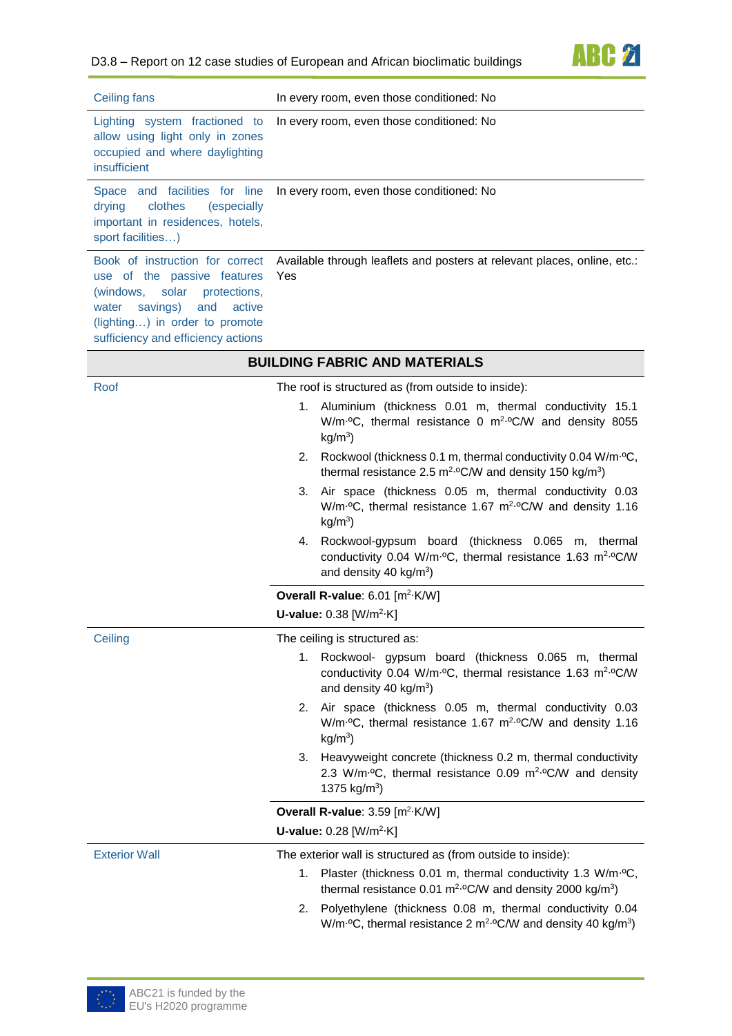| | |
|---|---|
| Ceiling fans | In every room, even those conditioned: No |
| Lighting system fractioned to allow using light only in zones occupied and where daylighting insufficient | In every room, even those conditioned: No |
| Space and facilities for line drying clothes (especially important in residences, hotels, sport facilities…) | In every room, even those conditioned: No |
| Book of instruction for correct use of the passive features (windows, solar protections, water savings) and active (lighting…) in order to promote sufficiency and efficiency actions | Available through leaflets and posters at relevant places, online, etc.: Yes |
| **BUILDING FABRIC AND MATERIALS** | |
| Roof | The roof is structured as (from outside to inside):<br>1. Aluminium (thickness 0.01 m, thermal conductivity 15.1 W/m·ºC, thermal resistance 0 $m^2$·ºC/W and density 8055 kg/$m^3$)<br>2. Rockwool (thickness 0.1 m, thermal conductivity 0.04 W/m·ºC, thermal resistance 2.5 $m^2$·ºC/W and density 150 kg/$m^3$)<br>3. Air space (thickness 0.05 m, thermal conductivity 0.03 W/m·ºC, thermal resistance 1.67 $m^2$·ºC/W and density 1.16 kg/$m^3$)<br>4. Rockwool-gypsum board (thickness 0.065 m, thermal conductivity 0.04 W/m·ºC, thermal resistance 1.63 $m^2$·ºC/W and density 40 kg/$m^3$) |
| | **Overall R-value**: 6.01 [$m^2$·K/W]<br>**U-value:** 0.38 [W/$m^2$·K] |
| Ceiling | The ceiling is structured as:<br>1. Rockwool- gypsum board (thickness 0.065 m, thermal conductivity 0.04 W/m·ºC, thermal resistance 1.63 $m^2$·ºC/W and density 40 kg/$m^3$)<br>2. Air space (thickness 0.05 m, thermal conductivity 0.03 W/m·ºC, thermal resistance 1.67 $m^2$·ºC/W and density 1.16 kg/$m^3$)<br>3. Heavyweight concrete (thickness 0.2 m, thermal conductivity 2.3 W/m·ºC, thermal resistance 0.09 $m^2$·ºC/W and density 1375 kg/$m^3$) |
| | **Overall R-value**: 3.59 [$m^2$·K/W]<br>**U-value:** 0.28 [W/$m^2$·K] |
| Exterior Wall | The exterior wall is structured as (from outside to inside):<br>1. Plaster (thickness 0.01 m, thermal conductivity 1.3 W/m·ºC, thermal resistance 0.01 $m^2$·ºC/W and density 2000 kg/$m^3$)<br>2. Polyethylene (thickness 0.08 m, thermal conductivity 0.04 W/m·ºC, thermal resistance 2 $m^2$·ºC/W and density 40 kg/$m^3$) |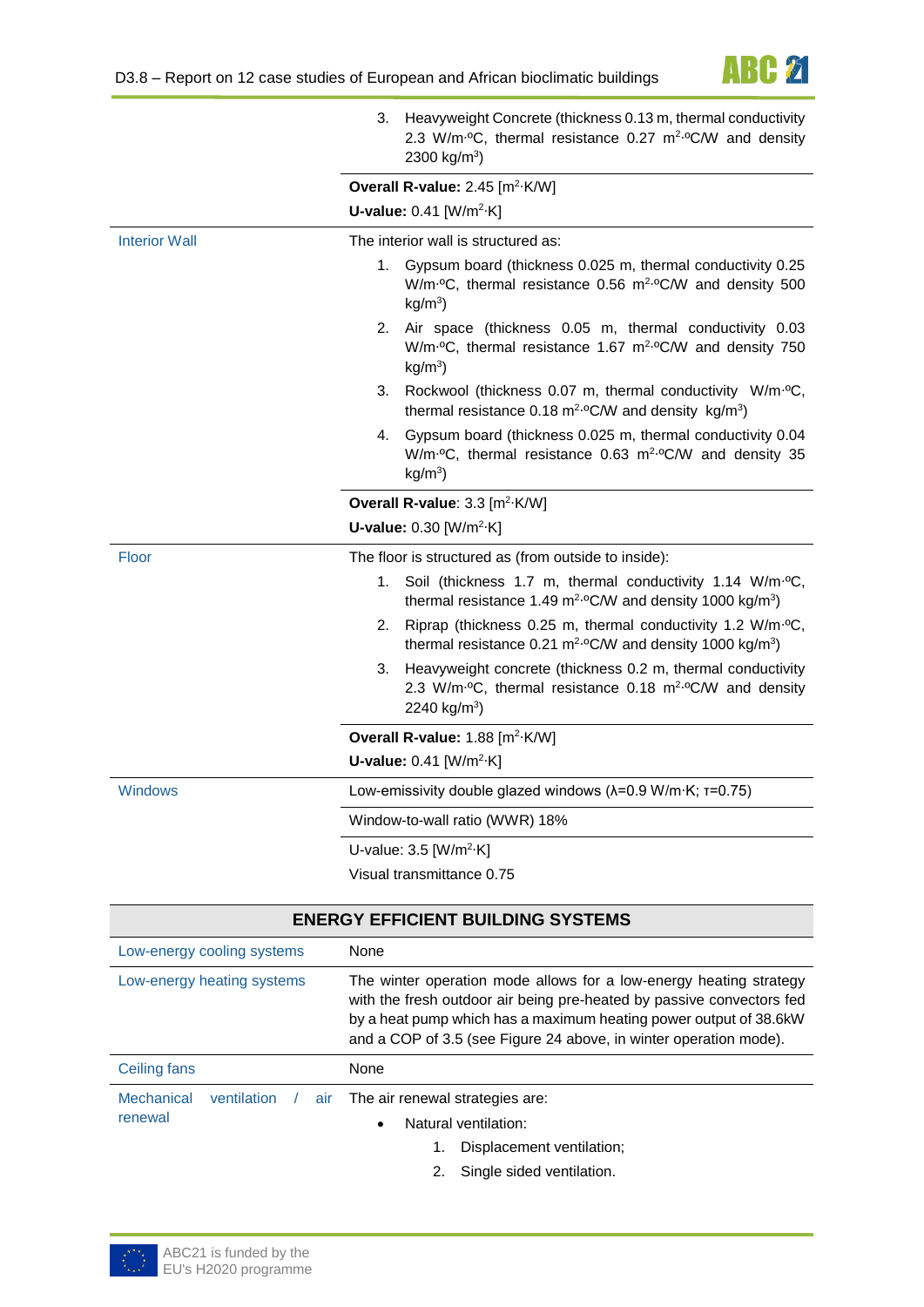| | |
|---|---|
| | 3. Heavyweight Concrete (thickness 0.13 m, thermal conductivity 2.3 W/m·ºC, thermal resistance 0.27 m$^2$·ºC/W and density 2300 kg/m$^3$) |
| | **Overall R-value:** 2.45 [m$^2$·K/W]<br>**U-value:** 0.41 [W/m$^2$·K] |
| Interior Wall | The interior wall is structured as:<br>1. Gypsum board (thickness 0.025 m, thermal conductivity 0.25 W/m·ºC, thermal resistance 0.56 m$^2$·ºC/W and density 500 kg/m$^3$)<br>2. Air space (thickness 0.05 m, thermal conductivity 0.03 W/m·ºC, thermal resistance 1.67 m$^2$·ºC/W and density 750 kg/m$^3$)<br>3. Rockwool (thickness 0.07 m, thermal conductivity W/m·ºC, thermal resistance 0.18 m$^2$·ºC/W and density kg/m$^3$)<br>4. Gypsum board (thickness 0.025 m, thermal conductivity 0.04 W/m·ºC, thermal resistance 0.63 m$^2$·ºC/W and density 35 kg/m$^3$) |
| | **Overall R-value**: 3.3 [m$^2$·K/W]<br>**U-value:** 0.30 [W/m$^2$·K] |
| Floor | The floor is structured as (from outside to inside):<br>1. Soil (thickness 1.7 m, thermal conductivity 1.14 W/m·ºC, thermal resistance 1.49 m$^2$·ºC/W and density 1000 kg/m$^3$)<br>2. Riprap (thickness 0.25 m, thermal conductivity 1.2 W/m·ºC, thermal resistance 0.21 m$^2$·ºC/W and density 1000 kg/m$^3$)<br>3. Heavyweight concrete (thickness 0.2 m, thermal conductivity 2.3 W/m·ºC, thermal resistance 0.18 m$^2$·ºC/W and density 2240 kg/m$^3$) |
| | **Overall R-value:** 1.88 [m$^2$·K/W]<br>**U-value:** 0.41 [W/m$^2$·K] |
| Windows | Low-emissivity double glazed windows (λ=0.9 W/m·K; τ=0.75) |
| | Window-to-wall ratio (WWR) 18% |
| | U-value: 3.5 [W/m$^2$·K]<br>Visual transmittance 0.75 |

| ENERGY EFFICIENT BUILDING SYSTEMS | |
|---|---|
| Low-energy cooling systems | None |
| Low-energy heating systems | The winter operation mode allows for a low-energy heating strategy with the fresh outdoor air being pre-heated by passive convectors fed by a heat pump which has a maximum heating power output of 38.6kW and a COP of 3.5 (see Figure 24 above, in winter operation mode). |
| Ceiling fans | None |
| Mechanical ventilation / air renewal | The air renewal strategies are:<br>• Natural ventilation:<br>1. Displacement ventilation;<br>2. Single sided ventilation. |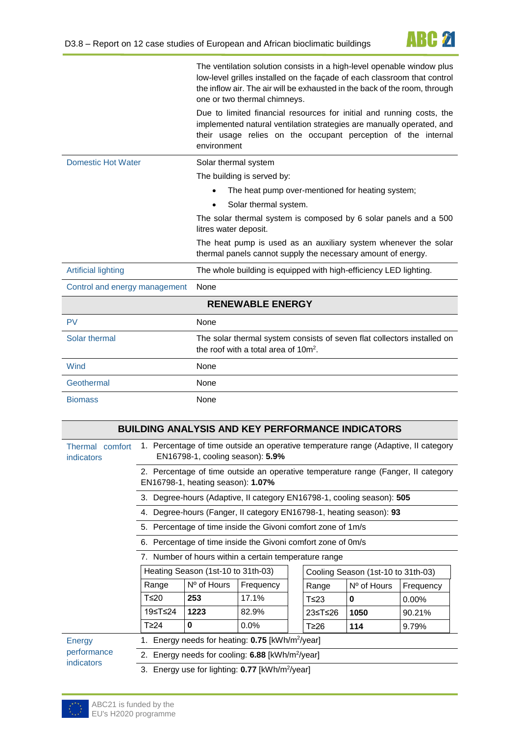| | |
|---|---|
| | The ventilation solution consists in a high-level openable window plus low-level grilles installed on the façade of each classroom that control the inflow air. The air will be exhausted in the back of the room, through one or two thermal chimneys.<br><br>Due to limited financial resources for initial and running costs, the implemented natural ventilation strategies are manually operated, and their usage relies on the occupant perception of the internal environment |
| Domestic Hot Water | Solar thermal system<br><br>The building is served by:<br>• The heat pump over-mentioned for heating system;<br>• Solar thermal system.<br><br>The solar thermal system is composed by 6 solar panels and a 500 litres water deposit.<br><br>The heat pump is used as an auxiliary system whenever the solar thermal panels cannot supply the necessary amount of energy. |
| Artificial lighting | The whole building is equipped with high-efficiency LED lighting. |
| Control and energy management | None |
| **RENEWABLE ENERGY** | |
| PV | None |
| Solar thermal | The solar thermal system consists of seven flat collectors installed on the roof with a total area of 10m$^2$. |
| Wind | None |
| Geothermal | None |
| Biomass | None |

## BUILDING ANALYSIS AND KEY PERFORMANCE INDICATORS

**Thermal comfort indicators**

1. Percentage of time outside an operative temperature range (Adaptive, II category EN16798-1, cooling season): **5.9%**
2. Percentage of time outside an operative temperature range (Fanger, II category EN16798-1, heating season): **1.07%**
3. Degree-hours (Adaptive, II category EN16798-1, cooling season): **505**
4. Degree-hours (Fanger, II category EN16798-1, heating season): **93**
5. Percentage of time inside the Givoni comfort zone of 1m/s
6. Percentage of time inside the Givoni comfort zone of 0m/s
7. Number of hours within a certain temperature range

| Heating Season (1st-10 to 31th-03) | | |
|---|---|---|
| Range | Nº of Hours | Frequency |
| T≤20 | **253** | 17.1% |
| 19≤T≤24 | **1223** | 82.9% |
| T≥24 | **0** | 0.0% |

| Cooling Season (1st-10 to 31th-03) | | |
|---|---|---|
| Range | Nº of Hours | Frequency |
| T≤23 | **0** | 0.00% |
| 23≤T≤26 | **1050** | 90.21% |
| T≥26 | **114** | 9.79% |

**Energy performance indicators**

1. Energy needs for heating: **0.75** [kWh/m$^2$/year]
2. Energy needs for cooling: **6.88** [kWh/m$^2$/year]
3. Energy use for lighting: **0.77** [kWh/m$^2$/year]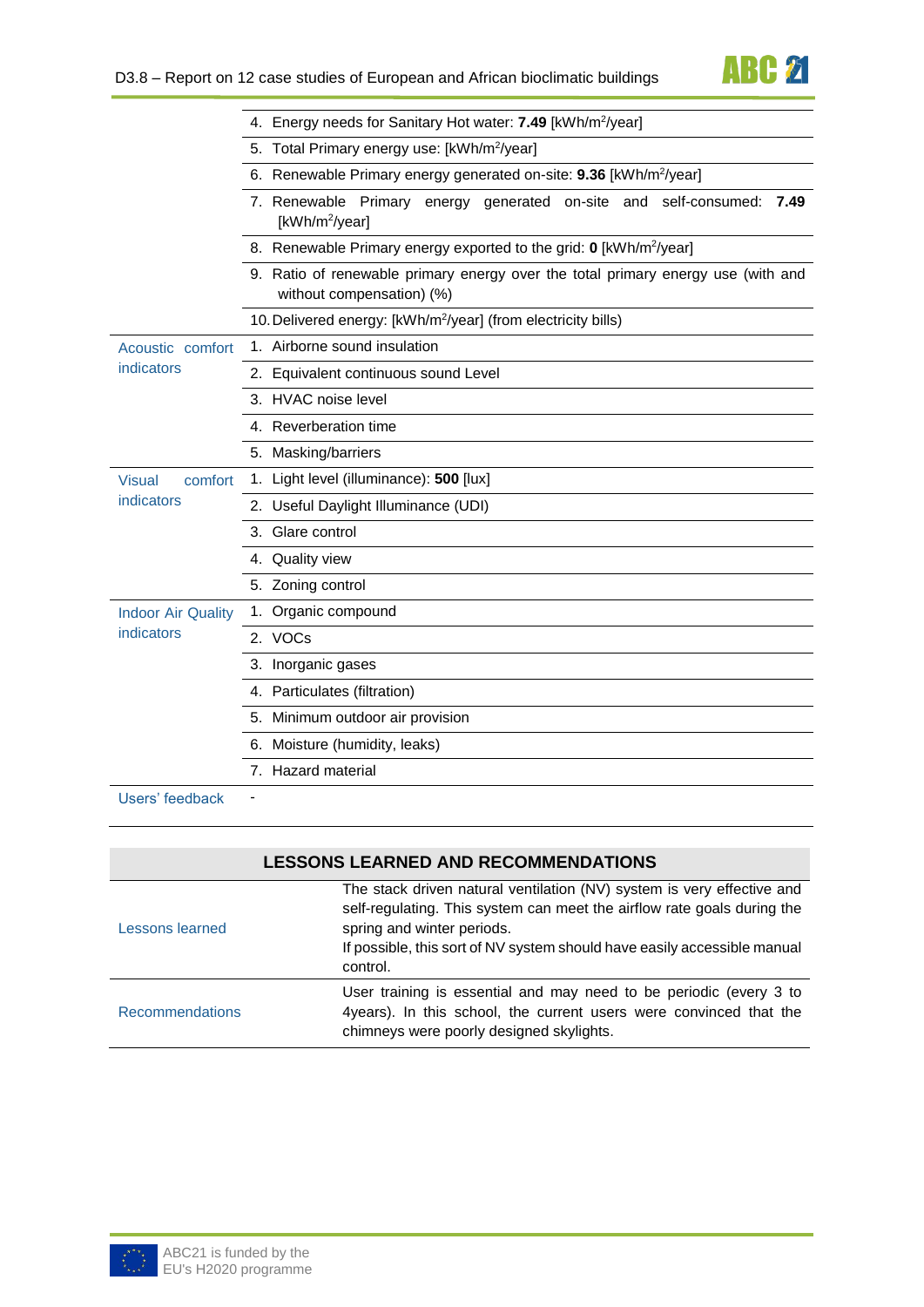| | |
|---|---|
| | 4. Energy needs for Sanitary Hot water: **7.49** [kWh/m$^2$/year] |
| | 5. Total Primary energy use: [kWh/m$^2$/year] |
| | 6. Renewable Primary energy generated on-site: **9.36** [kWh/m$^2$/year] |
| | 7. Renewable Primary energy generated on-site and self-consumed: **7.49** [kWh/m$^2$/year] |
| | 8. Renewable Primary energy exported to the grid: **0** [kWh/m$^2$/year] |
| | 9. Ratio of renewable primary energy over the total primary energy use (with and without compensation) (%) |
| | 10. Delivered energy: [kWh/m$^2$/year] (from electricity bills) |
| Acoustic comfort indicators | 1. Airborne sound insulation |
| | 2. Equivalent continuous sound Level |
| | 3. HVAC noise level |
| | 4. Reverberation time |
| | 5. Masking/barriers |
| Visual comfort indicators | 1. Light level (illuminance): **500** [lux] |
| | 2. Useful Daylight Illuminance (UDI) |
| | 3. Glare control |
| | 4. Quality view |
| | 5. Zoning control |
| Indoor Air Quality indicators | 1. Organic compound |
| | 2. VOCs |
| | 3. Inorganic gases |
| | 4. Particulates (filtration) |
| | 5. Minimum outdoor air provision |
| | 6. Moisture (humidity, leaks) |
| | 7. Hazard material |
| Users' feedback | - |

| LESSONS LEARNED AND RECOMMENDATIONS | |
|---|---|
| Lessons learned | The stack driven natural ventilation (NV) system is very effective and self-regulating. This system can meet the airflow rate goals during the spring and winter periods.<br>If possible, this sort of NV system should have easily accessible manual control. |
| Recommendations | User training is essential and may need to be periodic (every 3 to 4years). In this school, the current users were convinced that the chimneys were poorly designed skylights. |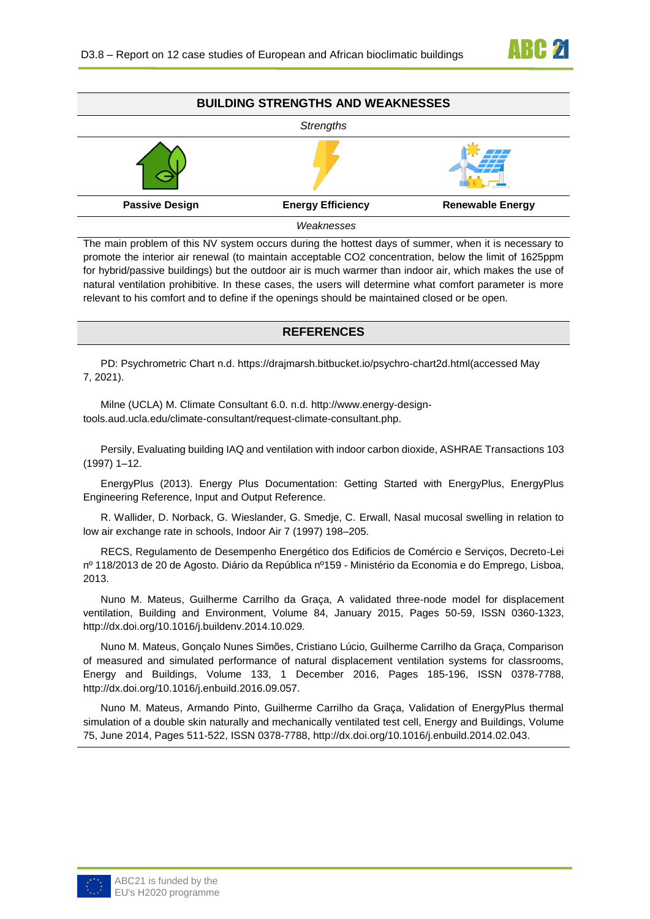## BUILDING STRENGTHS AND WEAKNESSES

*Strengths*

| Passive Design | Energy Efficiency | Renewable Energy |
|---|---|---|

*Weaknesses*

The main problem of this NV system occurs during the hottest days of summer, when it is necessary to promote the interior air renewal (to maintain acceptable CO2 concentration, below the limit of 1625ppm for hybrid/passive buildings) but the outdoor air is much warmer than indoor air, which makes the use of natural ventilation prohibitive. In these cases, the users will determine what comfort parameter is more relevant to his comfort and to define if the openings should be maintained closed or be open.

## REFERENCES

PD: Psychrometric Chart n.d. https://drajmarsh.bitbucket.io/psychro-chart2d.html(accessed May 7, 2021).

Milne (UCLA) M. Climate Consultant 6.0. n.d. http://www.energy-design-tools.aud.ucla.edu/climate-consultant/request-climate-consultant.php.

Persily, Evaluating building IAQ and ventilation with indoor carbon dioxide, ASHRAE Transactions 103 (1997) 1–12.

EnergyPlus (2013). Energy Plus Documentation: Getting Started with EnergyPlus, EnergyPlus Engineering Reference, Input and Output Reference.

R. Wallider, D. Norback, G. Wieslander, G. Smedje, C. Erwall, Nasal mucosal swelling in relation to low air exchange rate in schools, Indoor Air 7 (1997) 198–205.

RECS, Regulamento de Desempenho Energético dos Edificios de Comércio e Serviços, Decreto-Lei nº 118/2013 de 20 de Agosto. Diário da República nº159 - Ministério da Economia e do Emprego, Lisboa, 2013.

Nuno M. Mateus, Guilherme Carrilho da Graça, A validated three-node model for displacement ventilation, Building and Environment, Volume 84, January 2015, Pages 50-59, ISSN 0360-1323, http://dx.doi.org/10.1016/j.buildenv.2014.10.029.

Nuno M. Mateus, Gonçalo Nunes Simões, Cristiano Lúcio, Guilherme Carrilho da Graça, Comparison of measured and simulated performance of natural displacement ventilation systems for classrooms, Energy and Buildings, Volume 133, 1 December 2016, Pages 185-196, ISSN 0378-7788, http://dx.doi.org/10.1016/j.enbuild.2016.09.057.

Nuno M. Mateus, Armando Pinto, Guilherme Carrilho da Graça, Validation of EnergyPlus thermal simulation of a double skin naturally and mechanically ventilated test cell, Energy and Buildings, Volume 75, June 2014, Pages 511-522, ISSN 0378-7788, http://dx.doi.org/10.1016/j.enbuild.2014.02.043.